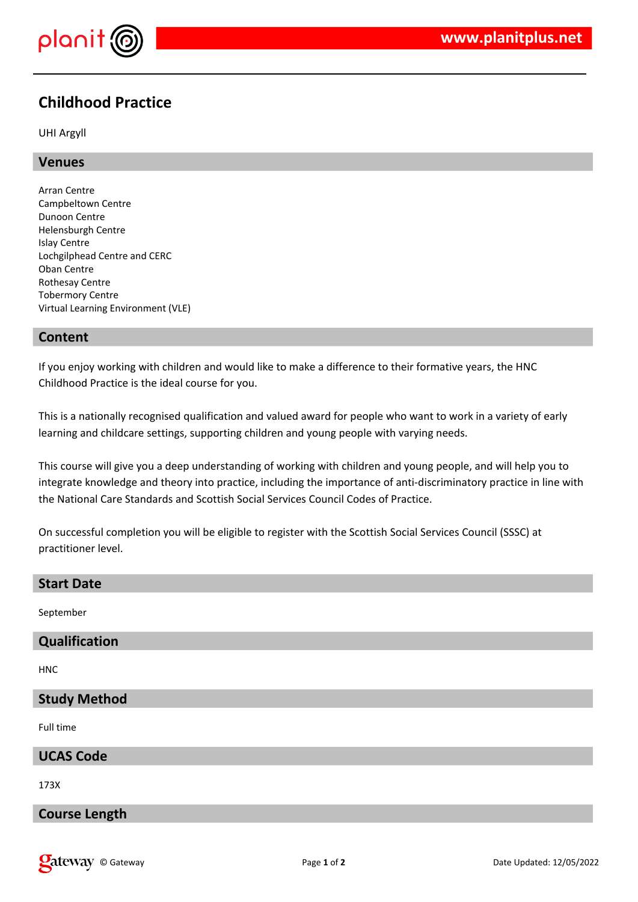# Childhood Practice

UHI Argyll

## Venues

Arran Centre
Campbeltown Centre
Dunoon Centre
Helensburgh Centre
Islay Centre
Lochgilphead Centre and CERC
Oban Centre
Rothesay Centre
Tobermory Centre
Virtual Learning Environment (VLE)

## Content

If you enjoy working with children and would like to make a difference to their formative years, the HNC Childhood Practice is the ideal course for you.

This is a nationally recognised qualification and valued award for people who want to work in a variety of early learning and childcare settings, supporting children and young people with varying needs.

This course will give you a deep understanding of working with children and young people, and will help you to integrate knowledge and theory into practice, including the importance of anti-discriminatory practice in line with the National Care Standards and Scottish Social Services Council Codes of Practice.

On successful completion you will be eligible to register with the Scottish Social Services Council (SSSC) at practitioner level.

## Start Date

September

## Qualification

HNC

## Study Method

Full time

## UCAS Code

173X

## Course Length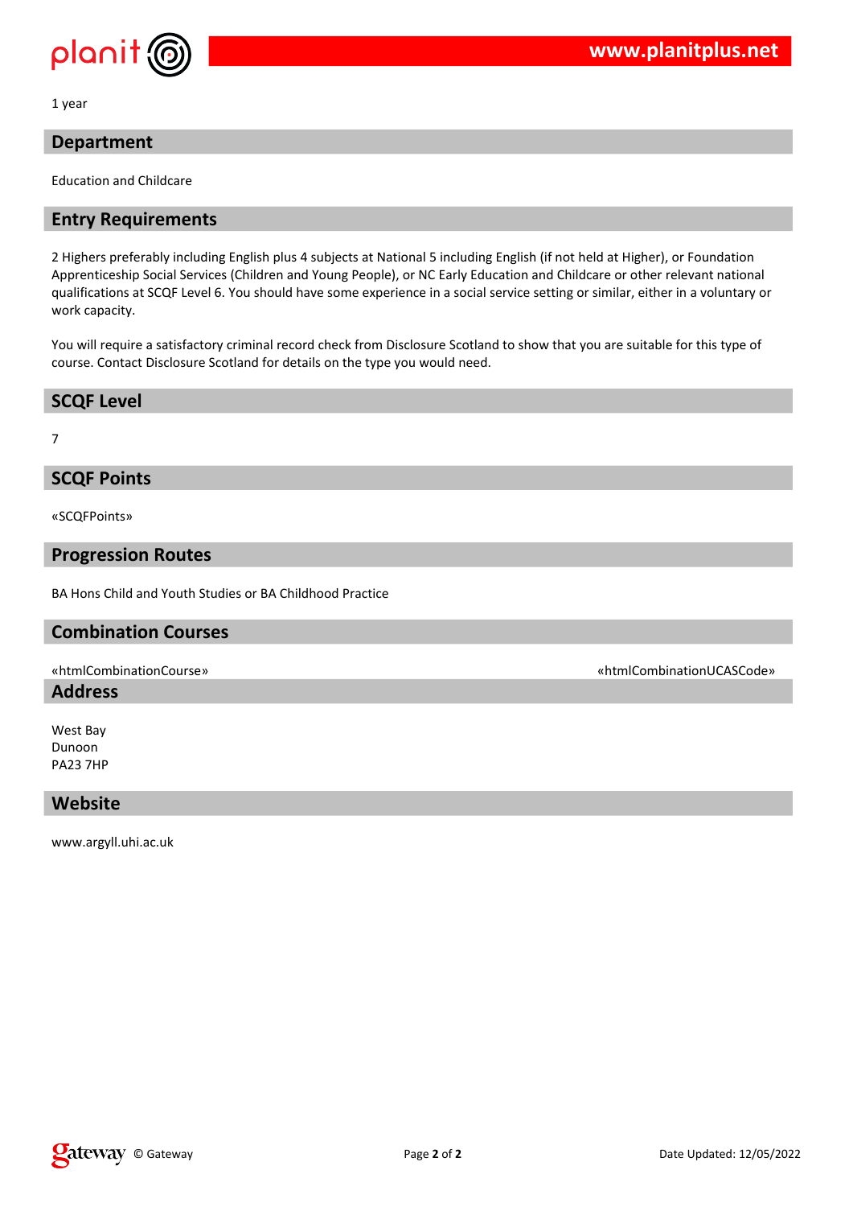1 year

## Department

Education and Childcare

## Entry Requirements

2 Highers preferably including English plus 4 subjects at National 5 including English (if not held at Higher), or Foundation Apprenticeship Social Services (Children and Young People), or NC Early Education and Childcare or other relevant national qualifications at SCQF Level 6. You should have some experience in a social service setting or similar, either in a voluntary or work capacity.

You will require a satisfactory criminal record check from Disclosure Scotland to show that you are suitable for this type of course. Contact Disclosure Scotland for details on the type you would need.

## SCQF Level

7

## SCQF Points

«SCQFPoints»

## Progression Routes

BA Hons Child and Youth Studies or BA Childhood Practice

## Combination Courses

«htmlCombinationCourse» «htmlCombinationUCASCode»

## Address

West Bay
Dunoon
PA23 7HP

## Website

www.argyll.uhi.ac.uk